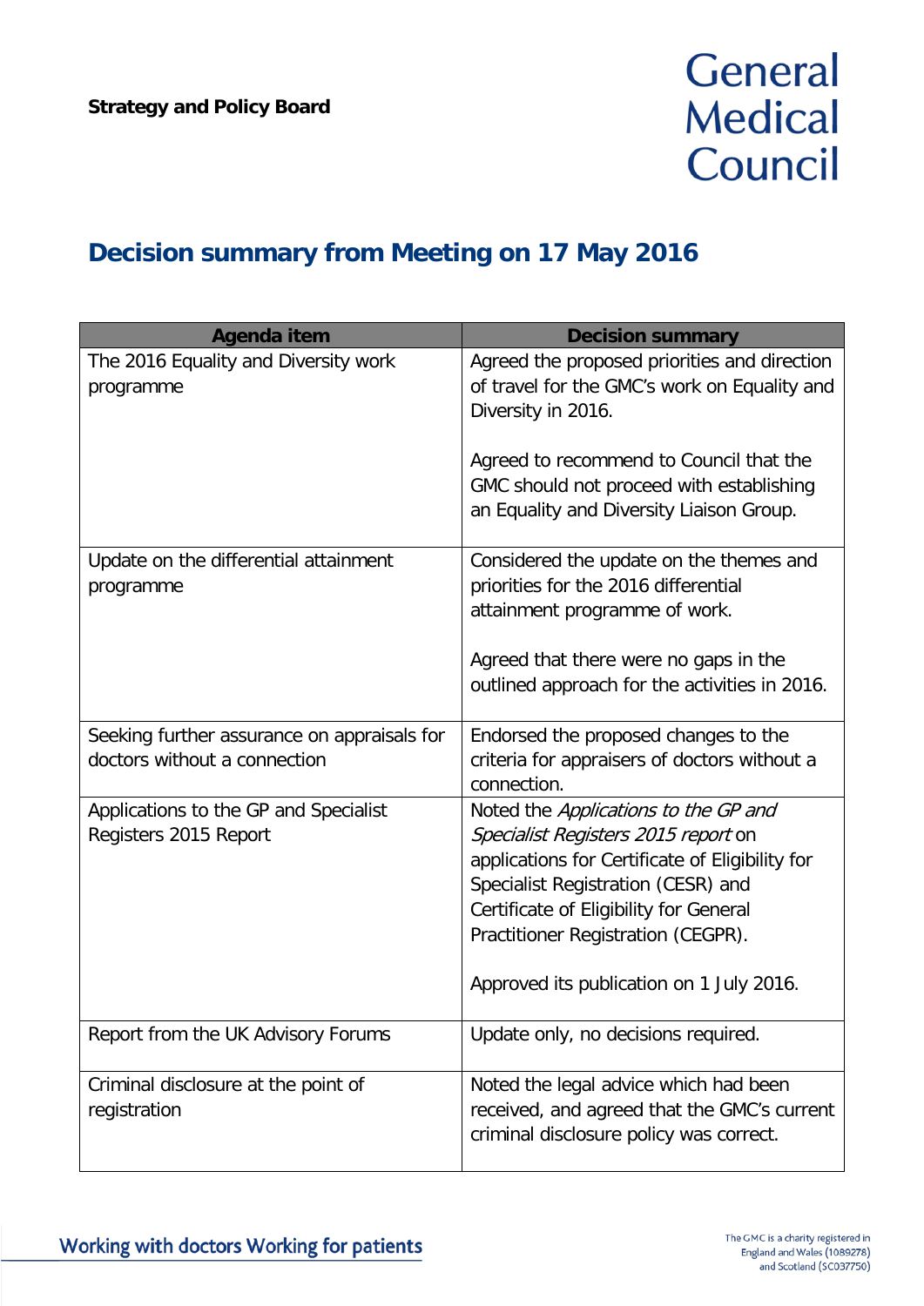**Strategy and Policy Board**

General Medical Council

# Decision summary from Meeting on 17 May 2016

| Agenda item | Decision summary |
|---|---|
| The 2016 Equality and Diversity work programme | Agreed the proposed priorities and direction of travel for the GMC's work on Equality and Diversity in 2016.<br><br>Agreed to recommend to Council that the GMC should not proceed with establishing an Equality and Diversity Liaison Group. |
| Update on the differential attainment programme | Considered the update on the themes and priorities for the 2016 differential attainment programme of work.<br><br>Agreed that there were no gaps in the outlined approach for the activities in 2016. |
| Seeking further assurance on appraisals for doctors without a connection | Endorsed the proposed changes to the criteria for appraisers of doctors without a connection. |
| Applications to the GP and Specialist Registers 2015 Report | Noted the *Applications to the GP and Specialist Registers 2015 report* on applications for Certificate of Eligibility for Specialist Registration (CESR) and Certificate of Eligibility for General Practitioner Registration (CEGPR).<br><br>Approved its publication on 1 July 2016. |
| Report from the UK Advisory Forums | Update only, no decisions required. |
| Criminal disclosure at the point of registration | Noted the legal advice which had been received, and agreed that the GMC's current criminal disclosure policy was correct. |

Working with doctors Working for patients

The GMC is a charity registered in England and Wales (1089278) and Scotland (SC037750)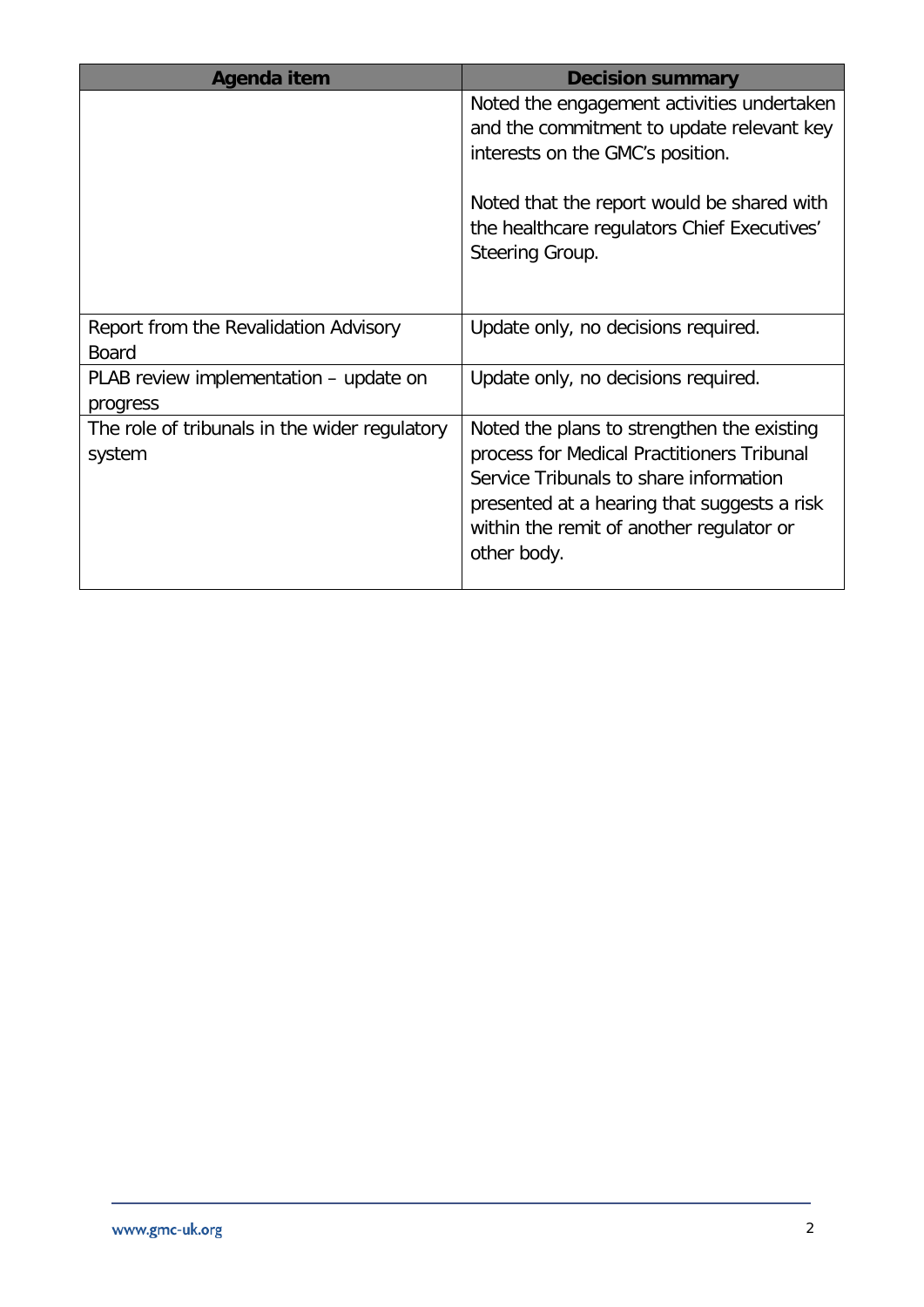| Agenda item | Decision summary |
| --- | --- |
| | Noted the engagement activities undertaken and the commitment to update relevant key interests on the GMC's position.<br><br>Noted that the report would be shared with the healthcare regulators Chief Executives' Steering Group. |
| Report from the Revalidation Advisory Board | Update only, no decisions required. |
| PLAB review implementation – update on progress | Update only, no decisions required. |
| The role of tribunals in the wider regulatory system | Noted the plans to strengthen the existing process for Medical Practitioners Tribunal Service Tribunals to share information presented at a hearing that suggests a risk within the remit of another regulator or other body. |